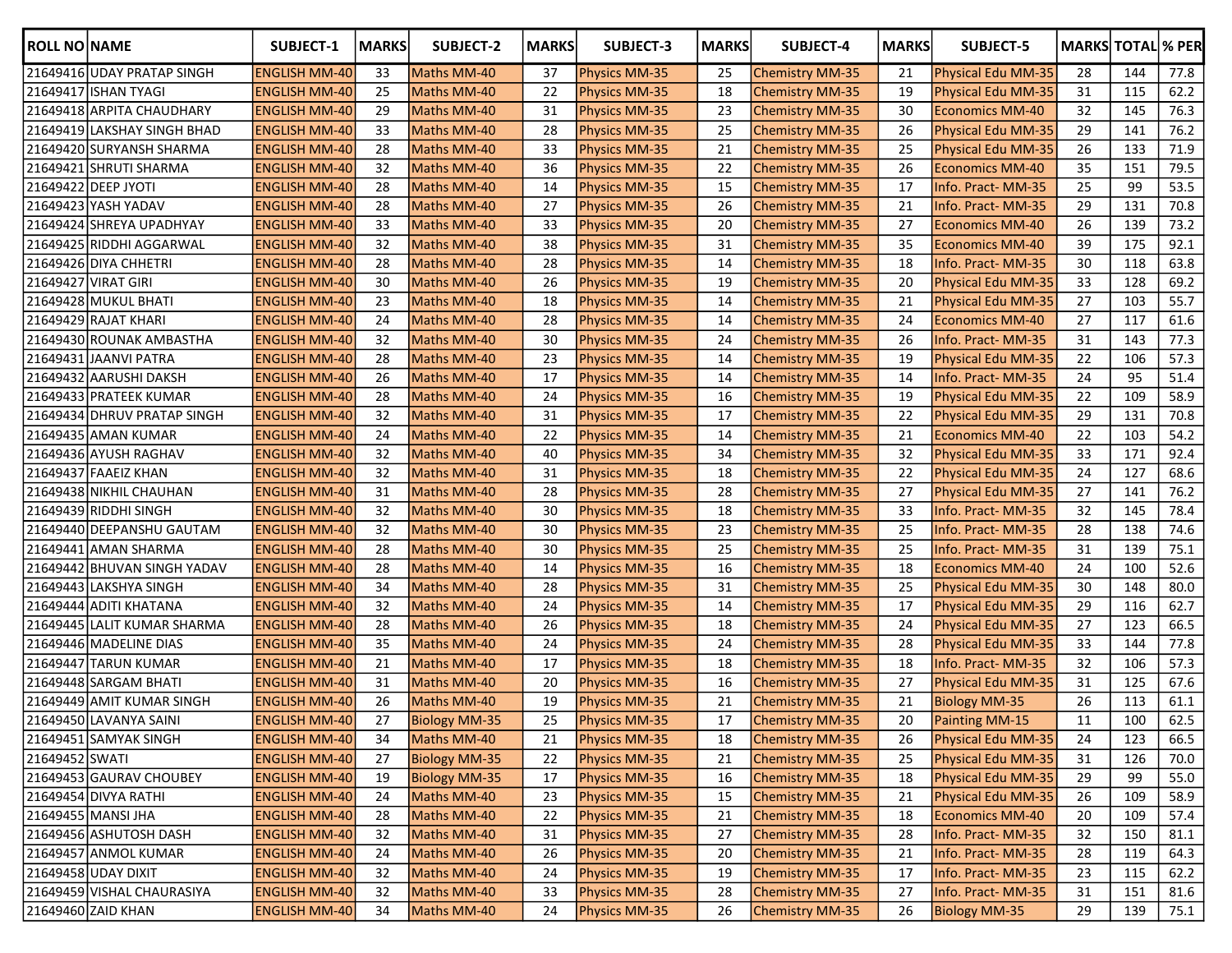| ROLL NO | NAME | SUBJECT-1 | MARKS | SUBJECT-2 | MARKS | SUBJECT-3 | MARKS | SUBJECT-4 | MARKS | SUBJECT-5 | MARKS | TOTAL | % PER |
|---|---|---|---|---|---|---|---|---|---|---|---|---|---|
| 21649416 | UDAY PRATAP SINGH | ENGLISH MM-40 | 33 | Maths MM-40 | 37 | Physics MM-35 | 25 | Chemistry MM-35 | 21 | Physical Edu MM-35 | 28 | 144 | 77.8 |
| 21649417 | ISHAN TYAGI | ENGLISH MM-40 | 25 | Maths MM-40 | 22 | Physics MM-35 | 18 | Chemistry MM-35 | 19 | Physical Edu MM-35 | 31 | 115 | 62.2 |
| 21649418 | ARPITA CHAUDHARY | ENGLISH MM-40 | 29 | Maths MM-40 | 31 | Physics MM-35 | 23 | Chemistry MM-35 | 30 | Economics MM-40 | 32 | 145 | 76.3 |
| 21649419 | LAKSHAY SINGH BHAD | ENGLISH MM-40 | 33 | Maths MM-40 | 28 | Physics MM-35 | 25 | Chemistry MM-35 | 26 | Physical Edu MM-35 | 29 | 141 | 76.2 |
| 21649420 | SURYANSH SHARMA | ENGLISH MM-40 | 28 | Maths MM-40 | 33 | Physics MM-35 | 21 | Chemistry MM-35 | 25 | Physical Edu MM-35 | 26 | 133 | 71.9 |
| 21649421 | SHRUTI SHARMA | ENGLISH MM-40 | 32 | Maths MM-40 | 36 | Physics MM-35 | 22 | Chemistry MM-35 | 26 | Economics MM-40 | 35 | 151 | 79.5 |
| 21649422 | DEEP JYOTI | ENGLISH MM-40 | 28 | Maths MM-40 | 14 | Physics MM-35 | 15 | Chemistry MM-35 | 17 | Info. Pract- MM-35 | 25 | 99 | 53.5 |
| 21649423 | YASH YADAV | ENGLISH MM-40 | 28 | Maths MM-40 | 27 | Physics MM-35 | 26 | Chemistry MM-35 | 21 | Info. Pract- MM-35 | 29 | 131 | 70.8 |
| 21649424 | SHREYA UPADHYAY | ENGLISH MM-40 | 33 | Maths MM-40 | 33 | Physics MM-35 | 20 | Chemistry MM-35 | 27 | Economics MM-40 | 26 | 139 | 73.2 |
| 21649425 | RIDDHI AGGARWAL | ENGLISH MM-40 | 32 | Maths MM-40 | 38 | Physics MM-35 | 31 | Chemistry MM-35 | 35 | Economics MM-40 | 39 | 175 | 92.1 |
| 21649426 | DIYA CHHETRI | ENGLISH MM-40 | 28 | Maths MM-40 | 28 | Physics MM-35 | 14 | Chemistry MM-35 | 18 | Info. Pract- MM-35 | 30 | 118 | 63.8 |
| 21649427 | VIRAT GIRI | ENGLISH MM-40 | 30 | Maths MM-40 | 26 | Physics MM-35 | 19 | Chemistry MM-35 | 20 | Physical Edu MM-35 | 33 | 128 | 69.2 |
| 21649428 | MUKUL BHATI | ENGLISH MM-40 | 23 | Maths MM-40 | 18 | Physics MM-35 | 14 | Chemistry MM-35 | 21 | Physical Edu MM-35 | 27 | 103 | 55.7 |
| 21649429 | RAJAT KHARI | ENGLISH MM-40 | 24 | Maths MM-40 | 28 | Physics MM-35 | 14 | Chemistry MM-35 | 24 | Economics MM-40 | 27 | 117 | 61.6 |
| 21649430 | ROUNAK AMBASTHA | ENGLISH MM-40 | 32 | Maths MM-40 | 30 | Physics MM-35 | 24 | Chemistry MM-35 | 26 | Info. Pract- MM-35 | 31 | 143 | 77.3 |
| 21649431 | JAANVI PATRA | ENGLISH MM-40 | 28 | Maths MM-40 | 23 | Physics MM-35 | 14 | Chemistry MM-35 | 19 | Physical Edu MM-35 | 22 | 106 | 57.3 |
| 21649432 | AARUSHI DAKSH | ENGLISH MM-40 | 26 | Maths MM-40 | 17 | Physics MM-35 | 14 | Chemistry MM-35 | 14 | Info. Pract- MM-35 | 24 | 95 | 51.4 |
| 21649433 | PRATEEK KUMAR | ENGLISH MM-40 | 28 | Maths MM-40 | 24 | Physics MM-35 | 16 | Chemistry MM-35 | 19 | Physical Edu MM-35 | 22 | 109 | 58.9 |
| 21649434 | DHRUV PRATAP SINGH | ENGLISH MM-40 | 32 | Maths MM-40 | 31 | Physics MM-35 | 17 | Chemistry MM-35 | 22 | Physical Edu MM-35 | 29 | 131 | 70.8 |
| 21649435 | AMAN KUMAR | ENGLISH MM-40 | 24 | Maths MM-40 | 22 | Physics MM-35 | 14 | Chemistry MM-35 | 21 | Economics MM-40 | 22 | 103 | 54.2 |
| 21649436 | AYUSH RAGHAV | ENGLISH MM-40 | 32 | Maths MM-40 | 40 | Physics MM-35 | 34 | Chemistry MM-35 | 32 | Physical Edu MM-35 | 33 | 171 | 92.4 |
| 21649437 | FAAEIZ KHAN | ENGLISH MM-40 | 32 | Maths MM-40 | 31 | Physics MM-35 | 18 | Chemistry MM-35 | 22 | Physical Edu MM-35 | 24 | 127 | 68.6 |
| 21649438 | NIKHIL CHAUHAN | ENGLISH MM-40 | 31 | Maths MM-40 | 28 | Physics MM-35 | 28 | Chemistry MM-35 | 27 | Physical Edu MM-35 | 27 | 141 | 76.2 |
| 21649439 | RIDDHI SINGH | ENGLISH MM-40 | 32 | Maths MM-40 | 30 | Physics MM-35 | 18 | Chemistry MM-35 | 33 | Info. Pract- MM-35 | 32 | 145 | 78.4 |
| 21649440 | DEEPANSHU GAUTAM | ENGLISH MM-40 | 32 | Maths MM-40 | 30 | Physics MM-35 | 23 | Chemistry MM-35 | 25 | Info. Pract- MM-35 | 28 | 138 | 74.6 |
| 21649441 | AMAN SHARMA | ENGLISH MM-40 | 28 | Maths MM-40 | 30 | Physics MM-35 | 25 | Chemistry MM-35 | 25 | Info. Pract- MM-35 | 31 | 139 | 75.1 |
| 21649442 | BHUVAN SINGH YADAV | ENGLISH MM-40 | 28 | Maths MM-40 | 14 | Physics MM-35 | 16 | Chemistry MM-35 | 18 | Economics MM-40 | 24 | 100 | 52.6 |
| 21649443 | LAKSHYA SINGH | ENGLISH MM-40 | 34 | Maths MM-40 | 28 | Physics MM-35 | 31 | Chemistry MM-35 | 25 | Physical Edu MM-35 | 30 | 148 | 80.0 |
| 21649444 | ADITI KHATANA | ENGLISH MM-40 | 32 | Maths MM-40 | 24 | Physics MM-35 | 14 | Chemistry MM-35 | 17 | Physical Edu MM-35 | 29 | 116 | 62.7 |
| 21649445 | LALIT KUMAR SHARMA | ENGLISH MM-40 | 28 | Maths MM-40 | 26 | Physics MM-35 | 18 | Chemistry MM-35 | 24 | Physical Edu MM-35 | 27 | 123 | 66.5 |
| 21649446 | MADELINE DIAS | ENGLISH MM-40 | 35 | Maths MM-40 | 24 | Physics MM-35 | 24 | Chemistry MM-35 | 28 | Physical Edu MM-35 | 33 | 144 | 77.8 |
| 21649447 | TARUN KUMAR | ENGLISH MM-40 | 21 | Maths MM-40 | 17 | Physics MM-35 | 18 | Chemistry MM-35 | 18 | Info. Pract- MM-35 | 32 | 106 | 57.3 |
| 21649448 | SARGAM BHATI | ENGLISH MM-40 | 31 | Maths MM-40 | 20 | Physics MM-35 | 16 | Chemistry MM-35 | 27 | Physical Edu MM-35 | 31 | 125 | 67.6 |
| 21649449 | AMIT KUMAR SINGH | ENGLISH MM-40 | 26 | Maths MM-40 | 19 | Physics MM-35 | 21 | Chemistry MM-35 | 21 | Biology MM-35 | 26 | 113 | 61.1 |
| 21649450 | LAVANYA SAINI | ENGLISH MM-40 | 27 | Biology MM-35 | 25 | Physics MM-35 | 17 | Chemistry MM-35 | 20 | Painting MM-15 | 11 | 100 | 62.5 |
| 21649451 | SAMYAK SINGH | ENGLISH MM-40 | 34 | Maths MM-40 | 21 | Physics MM-35 | 18 | Chemistry MM-35 | 26 | Physical Edu MM-35 | 24 | 123 | 66.5 |
| 21649452 | SWATI | ENGLISH MM-40 | 27 | Biology MM-35 | 22 | Physics MM-35 | 21 | Chemistry MM-35 | 25 | Physical Edu MM-35 | 31 | 126 | 70.0 |
| 21649453 | GAURAV CHOUBEY | ENGLISH MM-40 | 19 | Biology MM-35 | 17 | Physics MM-35 | 16 | Chemistry MM-35 | 18 | Physical Edu MM-35 | 29 | 99 | 55.0 |
| 21649454 | DIVYA RATHI | ENGLISH MM-40 | 24 | Maths MM-40 | 23 | Physics MM-35 | 15 | Chemistry MM-35 | 21 | Physical Edu MM-35 | 26 | 109 | 58.9 |
| 21649455 | MANSI JHA | ENGLISH MM-40 | 28 | Maths MM-40 | 22 | Physics MM-35 | 21 | Chemistry MM-35 | 18 | Economics MM-40 | 20 | 109 | 57.4 |
| 21649456 | ASHUTOSH DASH | ENGLISH MM-40 | 32 | Maths MM-40 | 31 | Physics MM-35 | 27 | Chemistry MM-35 | 28 | Info. Pract- MM-35 | 32 | 150 | 81.1 |
| 21649457 | ANMOL KUMAR | ENGLISH MM-40 | 24 | Maths MM-40 | 26 | Physics MM-35 | 20 | Chemistry MM-35 | 21 | Info. Pract- MM-35 | 28 | 119 | 64.3 |
| 21649458 | UDAY DIXIT | ENGLISH MM-40 | 32 | Maths MM-40 | 24 | Physics MM-35 | 19 | Chemistry MM-35 | 17 | Info. Pract- MM-35 | 23 | 115 | 62.2 |
| 21649459 | VISHAL CHAURASIYA | ENGLISH MM-40 | 32 | Maths MM-40 | 33 | Physics MM-35 | 28 | Chemistry MM-35 | 27 | Info. Pract- MM-35 | 31 | 151 | 81.6 |
| 21649460 | ZAID KHAN | ENGLISH MM-40 | 34 | Maths MM-40 | 24 | Physics MM-35 | 26 | Chemistry MM-35 | 26 | Biology MM-35 | 29 | 139 | 75.1 |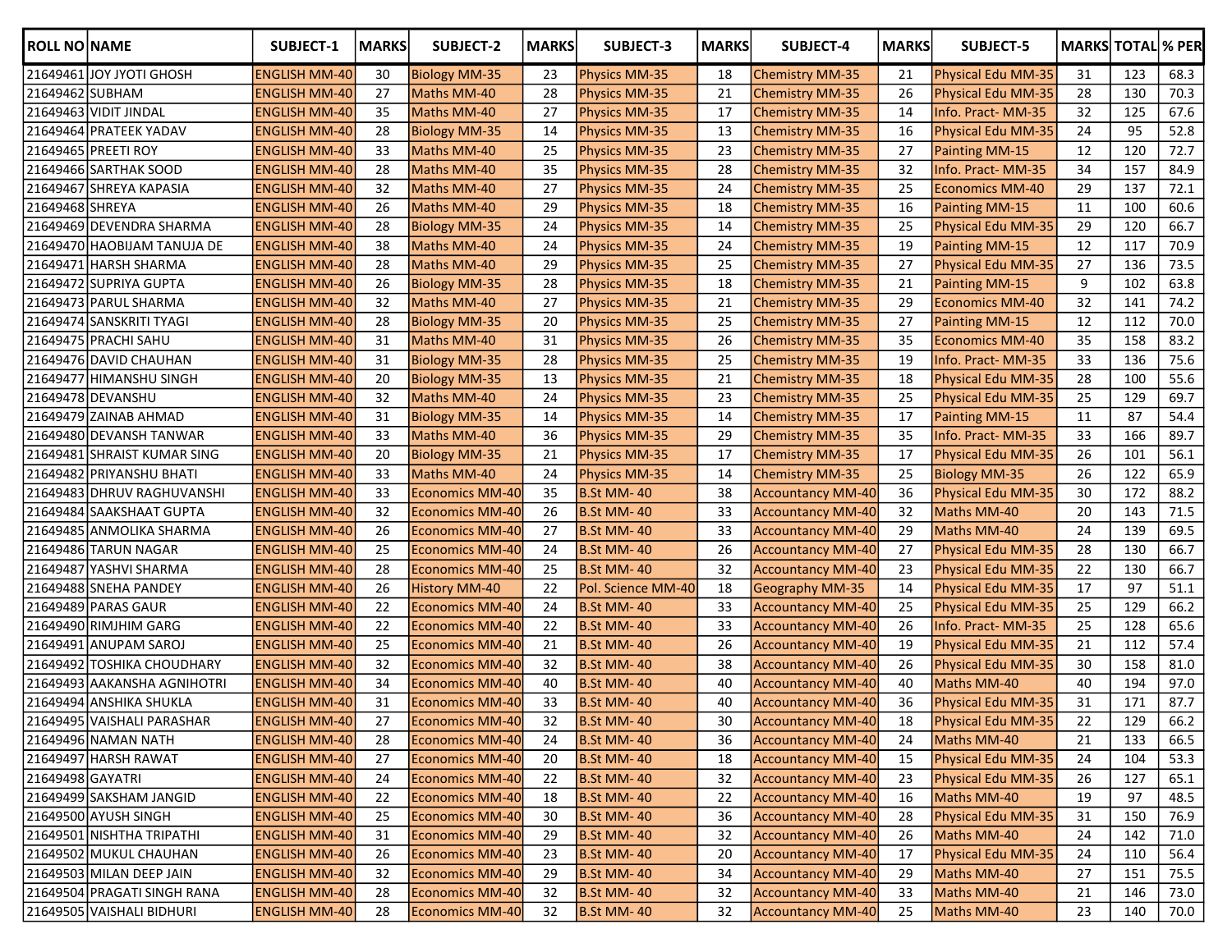| ROLL NO | NAME | SUBJECT-1 | MARKS | SUBJECT-2 | MARKS | SUBJECT-3 | MARKS | SUBJECT-4 | MARKS | SUBJECT-5 | MARKS | TOTAL | % PER |
|---|---|---|---|---|---|---|---|---|---|---|---|---|---|
| 21649461 | JOY JYOTI GHOSH | ENGLISH MM-40 | 30 | Biology MM-35 | 23 | Physics MM-35 | 18 | Chemistry MM-35 | 21 | Physical Edu MM-35 | 31 | 123 | 68.3 |
| 21649462 | SUBHAM | ENGLISH MM-40 | 27 | Maths MM-40 | 28 | Physics MM-35 | 21 | Chemistry MM-35 | 26 | Physical Edu MM-35 | 28 | 130 | 70.3 |
| 21649463 | VIDIT JINDAL | ENGLISH MM-40 | 35 | Maths MM-40 | 27 | Physics MM-35 | 17 | Chemistry MM-35 | 14 | Info. Pract- MM-35 | 32 | 125 | 67.6 |
| 21649464 | PRATEEK YADAV | ENGLISH MM-40 | 28 | Biology MM-35 | 14 | Physics MM-35 | 13 | Chemistry MM-35 | 16 | Physical Edu MM-35 | 24 | 95 | 52.8 |
| 21649465 | PREETI ROY | ENGLISH MM-40 | 33 | Maths MM-40 | 25 | Physics MM-35 | 23 | Chemistry MM-35 | 27 | Painting MM-15 | 12 | 120 | 72.7 |
| 21649466 | SARTHAK SOOD | ENGLISH MM-40 | 28 | Maths MM-40 | 35 | Physics MM-35 | 28 | Chemistry MM-35 | 32 | Info. Pract- MM-35 | 34 | 157 | 84.9 |
| 21649467 | SHREYA KAPASIA | ENGLISH MM-40 | 32 | Maths MM-40 | 27 | Physics MM-35 | 24 | Chemistry MM-35 | 25 | Economics MM-40 | 29 | 137 | 72.1 |
| 21649468 | SHREYA | ENGLISH MM-40 | 26 | Maths MM-40 | 29 | Physics MM-35 | 18 | Chemistry MM-35 | 16 | Painting MM-15 | 11 | 100 | 60.6 |
| 21649469 | DEVENDRA SHARMA | ENGLISH MM-40 | 28 | Biology MM-35 | 24 | Physics MM-35 | 14 | Chemistry MM-35 | 25 | Physical Edu MM-35 | 29 | 120 | 66.7 |
| 21649470 | HAOBIJAM TANUJA DE | ENGLISH MM-40 | 38 | Maths MM-40 | 24 | Physics MM-35 | 24 | Chemistry MM-35 | 19 | Painting MM-15 | 12 | 117 | 70.9 |
| 21649471 | HARSH SHARMA | ENGLISH MM-40 | 28 | Maths MM-40 | 29 | Physics MM-35 | 25 | Chemistry MM-35 | 27 | Physical Edu MM-35 | 27 | 136 | 73.5 |
| 21649472 | SUPRIYA GUPTA | ENGLISH MM-40 | 26 | Biology MM-35 | 28 | Physics MM-35 | 18 | Chemistry MM-35 | 21 | Painting MM-15 | 9 | 102 | 63.8 |
| 21649473 | PARUL SHARMA | ENGLISH MM-40 | 32 | Maths MM-40 | 27 | Physics MM-35 | 21 | Chemistry MM-35 | 29 | Economics MM-40 | 32 | 141 | 74.2 |
| 21649474 | SANSKRITI TYAGI | ENGLISH MM-40 | 28 | Biology MM-35 | 20 | Physics MM-35 | 25 | Chemistry MM-35 | 27 | Painting MM-15 | 12 | 112 | 70.0 |
| 21649475 | PRACHI SAHU | ENGLISH MM-40 | 31 | Maths MM-40 | 31 | Physics MM-35 | 26 | Chemistry MM-35 | 35 | Economics MM-40 | 35 | 158 | 83.2 |
| 21649476 | DAVID CHAUHAN | ENGLISH MM-40 | 31 | Biology MM-35 | 28 | Physics MM-35 | 25 | Chemistry MM-35 | 19 | Info. Pract- MM-35 | 33 | 136 | 75.6 |
| 21649477 | HIMANSHU SINGH | ENGLISH MM-40 | 20 | Biology MM-35 | 13 | Physics MM-35 | 21 | Chemistry MM-35 | 18 | Physical Edu MM-35 | 28 | 100 | 55.6 |
| 21649478 | DEVANSHU | ENGLISH MM-40 | 32 | Maths MM-40 | 24 | Physics MM-35 | 23 | Chemistry MM-35 | 25 | Physical Edu MM-35 | 25 | 129 | 69.7 |
| 21649479 | ZAINAB AHMAD | ENGLISH MM-40 | 31 | Biology MM-35 | 14 | Physics MM-35 | 14 | Chemistry MM-35 | 17 | Painting MM-15 | 11 | 87 | 54.4 |
| 21649480 | DEVANSH TANWAR | ENGLISH MM-40 | 33 | Maths MM-40 | 36 | Physics MM-35 | 29 | Chemistry MM-35 | 35 | Info. Pract- MM-35 | 33 | 166 | 89.7 |
| 21649481 | SHRAIST KUMAR SING | ENGLISH MM-40 | 20 | Biology MM-35 | 21 | Physics MM-35 | 17 | Chemistry MM-35 | 17 | Physical Edu MM-35 | 26 | 101 | 56.1 |
| 21649482 | PRIYANSHU BHATI | ENGLISH MM-40 | 33 | Maths MM-40 | 24 | Physics MM-35 | 14 | Chemistry MM-35 | 25 | Biology MM-35 | 26 | 122 | 65.9 |
| 21649483 | DHRUV RAGHUVANSHI | ENGLISH MM-40 | 33 | Economics MM-40 | 35 | B.St MM- 40 | 38 | Accountancy MM-40 | 36 | Physical Edu MM-35 | 30 | 172 | 88.2 |
| 21649484 | SAAKSHAAT GUPTA | ENGLISH MM-40 | 32 | Economics MM-40 | 26 | B.St MM- 40 | 33 | Accountancy MM-40 | 32 | Maths MM-40 | 20 | 143 | 71.5 |
| 21649485 | ANMOLIKA SHARMA | ENGLISH MM-40 | 26 | Economics MM-40 | 27 | B.St MM- 40 | 33 | Accountancy MM-40 | 29 | Maths MM-40 | 24 | 139 | 69.5 |
| 21649486 | TARUN NAGAR | ENGLISH MM-40 | 25 | Economics MM-40 | 24 | B.St MM- 40 | 26 | Accountancy MM-40 | 27 | Physical Edu MM-35 | 28 | 130 | 66.7 |
| 21649487 | YASHVI SHARMA | ENGLISH MM-40 | 28 | Economics MM-40 | 25 | B.St MM- 40 | 32 | Accountancy MM-40 | 23 | Physical Edu MM-35 | 22 | 130 | 66.7 |
| 21649488 | SNEHA PANDEY | ENGLISH MM-40 | 26 | History MM-40 | 22 | Pol. Science MM-40 | 18 | Geography MM-35 | 14 | Physical Edu MM-35 | 17 | 97 | 51.1 |
| 21649489 | PARAS GAUR | ENGLISH MM-40 | 22 | Economics MM-40 | 24 | B.St MM- 40 | 33 | Accountancy MM-40 | 25 | Physical Edu MM-35 | 25 | 129 | 66.2 |
| 21649490 | RIMJHIM GARG | ENGLISH MM-40 | 22 | Economics MM-40 | 22 | B.St MM- 40 | 33 | Accountancy MM-40 | 26 | Info. Pract- MM-35 | 25 | 128 | 65.6 |
| 21649491 | ANUPAM SAROJ | ENGLISH MM-40 | 25 | Economics MM-40 | 21 | B.St MM- 40 | 26 | Accountancy MM-40 | 19 | Physical Edu MM-35 | 21 | 112 | 57.4 |
| 21649492 | TOSHIKA CHOUDHARY | ENGLISH MM-40 | 32 | Economics MM-40 | 32 | B.St MM- 40 | 38 | Accountancy MM-40 | 26 | Physical Edu MM-35 | 30 | 158 | 81.0 |
| 21649493 | AAKANSHA AGNIHOTRI | ENGLISH MM-40 | 34 | Economics MM-40 | 40 | B.St MM- 40 | 40 | Accountancy MM-40 | 40 | Maths MM-40 | 40 | 194 | 97.0 |
| 21649494 | ANSHIKA SHUKLA | ENGLISH MM-40 | 31 | Economics MM-40 | 33 | B.St MM- 40 | 40 | Accountancy MM-40 | 36 | Physical Edu MM-35 | 31 | 171 | 87.7 |
| 21649495 | VAISHALI PARASHAR | ENGLISH MM-40 | 27 | Economics MM-40 | 32 | B.St MM- 40 | 30 | Accountancy MM-40 | 18 | Physical Edu MM-35 | 22 | 129 | 66.2 |
| 21649496 | NAMAN NATH | ENGLISH MM-40 | 28 | Economics MM-40 | 24 | B.St MM- 40 | 36 | Accountancy MM-40 | 24 | Maths MM-40 | 21 | 133 | 66.5 |
| 21649497 | HARSH RAWAT | ENGLISH MM-40 | 27 | Economics MM-40 | 20 | B.St MM- 40 | 18 | Accountancy MM-40 | 15 | Physical Edu MM-35 | 24 | 104 | 53.3 |
| 21649498 | GAYATRI | ENGLISH MM-40 | 24 | Economics MM-40 | 22 | B.St MM- 40 | 32 | Accountancy MM-40 | 23 | Physical Edu MM-35 | 26 | 127 | 65.1 |
| 21649499 | SAKSHAM JANGID | ENGLISH MM-40 | 22 | Economics MM-40 | 18 | B.St MM- 40 | 22 | Accountancy MM-40 | 16 | Maths MM-40 | 19 | 97 | 48.5 |
| 21649500 | AYUSH SINGH | ENGLISH MM-40 | 25 | Economics MM-40 | 30 | B.St MM- 40 | 36 | Accountancy MM-40 | 28 | Physical Edu MM-35 | 31 | 150 | 76.9 |
| 21649501 | NISHTHA TRIPATHI | ENGLISH MM-40 | 31 | Economics MM-40 | 29 | B.St MM- 40 | 32 | Accountancy MM-40 | 26 | Maths MM-40 | 24 | 142 | 71.0 |
| 21649502 | MUKUL CHAUHAN | ENGLISH MM-40 | 26 | Economics MM-40 | 23 | B.St MM- 40 | 20 | Accountancy MM-40 | 17 | Physical Edu MM-35 | 24 | 110 | 56.4 |
| 21649503 | MILAN DEEP JAIN | ENGLISH MM-40 | 32 | Economics MM-40 | 29 | B.St MM- 40 | 34 | Accountancy MM-40 | 29 | Maths MM-40 | 27 | 151 | 75.5 |
| 21649504 | PRAGATI SINGH RANA | ENGLISH MM-40 | 28 | Economics MM-40 | 32 | B.St MM- 40 | 32 | Accountancy MM-40 | 33 | Maths MM-40 | 21 | 146 | 73.0 |
| 21649505 | VAISHALI BIDHURI | ENGLISH MM-40 | 28 | Economics MM-40 | 32 | B.St MM- 40 | 32 | Accountancy MM-40 | 25 | Maths MM-40 | 23 | 140 | 70.0 |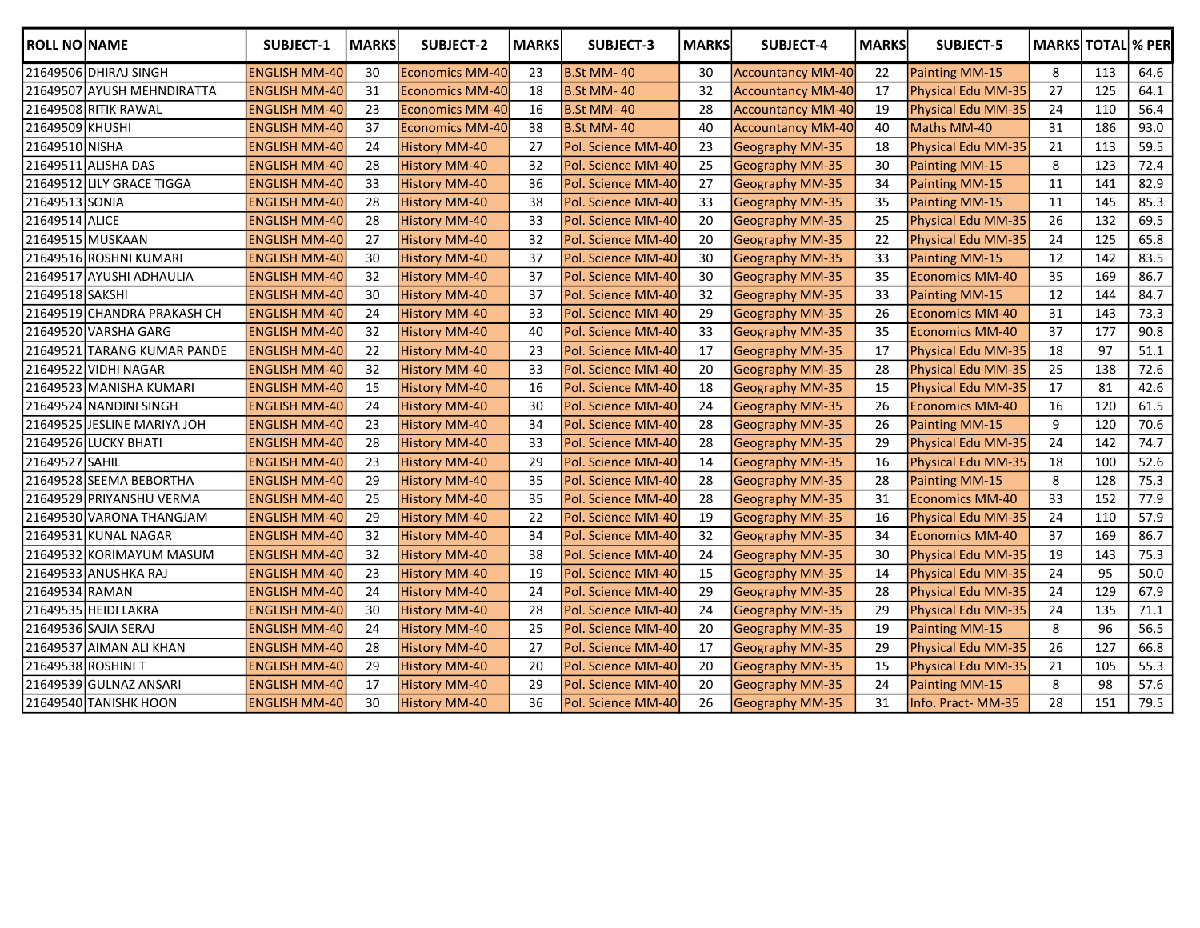| ROLL NO | NAME | SUBJECT-1 | MARKS | SUBJECT-2 | MARKS | SUBJECT-3 | MARKS | SUBJECT-4 | MARKS | SUBJECT-5 | MARKS | TOTAL | % PER |
|---|---|---|---|---|---|---|---|---|---|---|---|---|---|
| 21649506 | DHIRAJ SINGH | ENGLISH MM-40 | 30 | Economics MM-40 | 23 | B.St MM- 40 | 30 | Accountancy MM-40 | 22 | Painting MM-15 | 8 | 113 | 64.6 |
| 21649507 | AYUSH MEHNDIRATTA | ENGLISH MM-40 | 31 | Economics MM-40 | 18 | B.St MM- 40 | 32 | Accountancy MM-40 | 17 | Physical Edu MM-35 | 27 | 125 | 64.1 |
| 21649508 | RITIK RAWAL | ENGLISH MM-40 | 23 | Economics MM-40 | 16 | B.St MM- 40 | 28 | Accountancy MM-40 | 19 | Physical Edu MM-35 | 24 | 110 | 56.4 |
| 21649509 | KHUSHI | ENGLISH MM-40 | 37 | Economics MM-40 | 38 | B.St MM- 40 | 40 | Accountancy MM-40 | 40 | Maths MM-40 | 31 | 186 | 93.0 |
| 21649510 | NISHA | ENGLISH MM-40 | 24 | History MM-40 | 27 | Pol. Science MM-40 | 23 | Geography MM-35 | 18 | Physical Edu MM-35 | 21 | 113 | 59.5 |
| 21649511 | ALISHA DAS | ENGLISH MM-40 | 28 | History MM-40 | 32 | Pol. Science MM-40 | 25 | Geography MM-35 | 30 | Painting MM-15 | 8 | 123 | 72.4 |
| 21649512 | LILY GRACE TIGGA | ENGLISH MM-40 | 33 | History MM-40 | 36 | Pol. Science MM-40 | 27 | Geography MM-35 | 34 | Painting MM-15 | 11 | 141 | 82.9 |
| 21649513 | SONIA | ENGLISH MM-40 | 28 | History MM-40 | 38 | Pol. Science MM-40 | 33 | Geography MM-35 | 35 | Painting MM-15 | 11 | 145 | 85.3 |
| 21649514 | ALICE | ENGLISH MM-40 | 28 | History MM-40 | 33 | Pol. Science MM-40 | 20 | Geography MM-35 | 25 | Physical Edu MM-35 | 26 | 132 | 69.5 |
| 21649515 | MUSKAAN | ENGLISH MM-40 | 27 | History MM-40 | 32 | Pol. Science MM-40 | 20 | Geography MM-35 | 22 | Physical Edu MM-35 | 24 | 125 | 65.8 |
| 21649516 | ROSHNI KUMARI | ENGLISH MM-40 | 30 | History MM-40 | 37 | Pol. Science MM-40 | 30 | Geography MM-35 | 33 | Painting MM-15 | 12 | 142 | 83.5 |
| 21649517 | AYUSHI ADHAULIA | ENGLISH MM-40 | 32 | History MM-40 | 37 | Pol. Science MM-40 | 30 | Geography MM-35 | 35 | Economics MM-40 | 35 | 169 | 86.7 |
| 21649518 | SAKSHI | ENGLISH MM-40 | 30 | History MM-40 | 37 | Pol. Science MM-40 | 32 | Geography MM-35 | 33 | Painting MM-15 | 12 | 144 | 84.7 |
| 21649519 | CHANDRA PRAKASH CH | ENGLISH MM-40 | 24 | History MM-40 | 33 | Pol. Science MM-40 | 29 | Geography MM-35 | 26 | Economics MM-40 | 31 | 143 | 73.3 |
| 21649520 | VARSHA GARG | ENGLISH MM-40 | 32 | History MM-40 | 40 | Pol. Science MM-40 | 33 | Geography MM-35 | 35 | Economics MM-40 | 37 | 177 | 90.8 |
| 21649521 | TARANG KUMAR PANDE | ENGLISH MM-40 | 22 | History MM-40 | 23 | Pol. Science MM-40 | 17 | Geography MM-35 | 17 | Physical Edu MM-35 | 18 | 97 | 51.1 |
| 21649522 | VIDHI NAGAR | ENGLISH MM-40 | 32 | History MM-40 | 33 | Pol. Science MM-40 | 20 | Geography MM-35 | 28 | Physical Edu MM-35 | 25 | 138 | 72.6 |
| 21649523 | MANISHA KUMARI | ENGLISH MM-40 | 15 | History MM-40 | 16 | Pol. Science MM-40 | 18 | Geography MM-35 | 15 | Physical Edu MM-35 | 17 | 81 | 42.6 |
| 21649524 | NANDINI SINGH | ENGLISH MM-40 | 24 | History MM-40 | 30 | Pol. Science MM-40 | 24 | Geography MM-35 | 26 | Economics MM-40 | 16 | 120 | 61.5 |
| 21649525 | JESLINE MARIYA JOH | ENGLISH MM-40 | 23 | History MM-40 | 34 | Pol. Science MM-40 | 28 | Geography MM-35 | 26 | Painting MM-15 | 9 | 120 | 70.6 |
| 21649526 | LUCKY BHATI | ENGLISH MM-40 | 28 | History MM-40 | 33 | Pol. Science MM-40 | 28 | Geography MM-35 | 29 | Physical Edu MM-35 | 24 | 142 | 74.7 |
| 21649527 | SAHIL | ENGLISH MM-40 | 23 | History MM-40 | 29 | Pol. Science MM-40 | 14 | Geography MM-35 | 16 | Physical Edu MM-35 | 18 | 100 | 52.6 |
| 21649528 | SEEMA BEBORTHA | ENGLISH MM-40 | 29 | History MM-40 | 35 | Pol. Science MM-40 | 28 | Geography MM-35 | 28 | Painting MM-15 | 8 | 128 | 75.3 |
| 21649529 | PRIYANSHU VERMA | ENGLISH MM-40 | 25 | History MM-40 | 35 | Pol. Science MM-40 | 28 | Geography MM-35 | 31 | Economics MM-40 | 33 | 152 | 77.9 |
| 21649530 | VARONA THANGJAM | ENGLISH MM-40 | 29 | History MM-40 | 22 | Pol. Science MM-40 | 19 | Geography MM-35 | 16 | Physical Edu MM-35 | 24 | 110 | 57.9 |
| 21649531 | KUNAL NAGAR | ENGLISH MM-40 | 32 | History MM-40 | 34 | Pol. Science MM-40 | 32 | Geography MM-35 | 34 | Economics MM-40 | 37 | 169 | 86.7 |
| 21649532 | KORIMAYUM MASUM | ENGLISH MM-40 | 32 | History MM-40 | 38 | Pol. Science MM-40 | 24 | Geography MM-35 | 30 | Physical Edu MM-35 | 19 | 143 | 75.3 |
| 21649533 | ANUSHKA RAJ | ENGLISH MM-40 | 23 | History MM-40 | 19 | Pol. Science MM-40 | 15 | Geography MM-35 | 14 | Physical Edu MM-35 | 24 | 95 | 50.0 |
| 21649534 | RAMAN | ENGLISH MM-40 | 24 | History MM-40 | 24 | Pol. Science MM-40 | 29 | Geography MM-35 | 28 | Physical Edu MM-35 | 24 | 129 | 67.9 |
| 21649535 | HEIDI LAKRA | ENGLISH MM-40 | 30 | History MM-40 | 28 | Pol. Science MM-40 | 24 | Geography MM-35 | 29 | Physical Edu MM-35 | 24 | 135 | 71.1 |
| 21649536 | SAJIA SERAJ | ENGLISH MM-40 | 24 | History MM-40 | 25 | Pol. Science MM-40 | 20 | Geography MM-35 | 19 | Painting MM-15 | 8 | 96 | 56.5 |
| 21649537 | AIMAN ALI KHAN | ENGLISH MM-40 | 28 | History MM-40 | 27 | Pol. Science MM-40 | 17 | Geography MM-35 | 29 | Physical Edu MM-35 | 26 | 127 | 66.8 |
| 21649538 | ROSHINI T | ENGLISH MM-40 | 29 | History MM-40 | 20 | Pol. Science MM-40 | 20 | Geography MM-35 | 15 | Physical Edu MM-35 | 21 | 105 | 55.3 |
| 21649539 | GULNAZ ANSARI | ENGLISH MM-40 | 17 | History MM-40 | 29 | Pol. Science MM-40 | 20 | Geography MM-35 | 24 | Painting MM-15 | 8 | 98 | 57.6 |
| 21649540 | TANISHK HOON | ENGLISH MM-40 | 30 | History MM-40 | 36 | Pol. Science MM-40 | 26 | Geography MM-35 | 31 | Info. Pract- MM-35 | 28 | 151 | 79.5 |